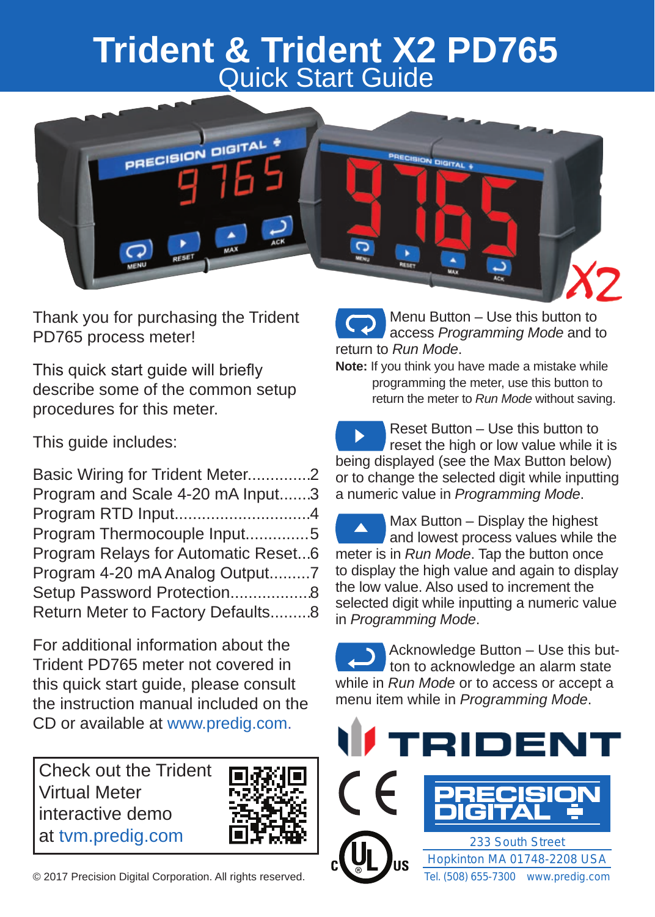# Trident & Trident X2 PD765

## Quick Start Guide

Thank you for purchasing the Trident PD765 process meter!

This quick start guide will briefly describe some of the common setup procedures for this meter.

This guide includes:

Basic Wiring for Trident Meter..............2
Program and Scale 4-20 mA Input.......3
Program RTD Input..............................4
Program Thermocouple Input..............5
Program Relays for Automatic Reset...6
Program 4-20 mA Analog Output.........7
Setup Password Protection.................8
Return Meter to Factory Defaults.........8

For additional information about the Trident PD765 meter not covered in this quick start guide, please consult the instruction manual included on the CD or available at www.predig.com.

Check out the Trident Virtual Meter interactive demo at tvm.predig.com

Menu Button – Use this button to access *Programming Mode* and to return to *Run Mode*.

**Note:** If you think you have made a mistake while programming the meter, use this button to return the meter to *Run Mode* without saving.

Reset Button – Use this button to reset the high or low value while it is being displayed (see the Max Button below) or to change the selected digit while inputting a numeric value in *Programming Mode*.

Max Button – Display the highest and lowest process values while the meter is in *Run Mode*. Tap the button once to display the high value and again to display the low value. Also used to increment the selected digit while inputting a numeric value in *Programming Mode*.

Acknowledge Button – Use this button to acknowledge an alarm state while in *Run Mode* or to access or accept a menu item while in *Programming Mode*.

TRIDENT

PRECISION DIGITAL

233 South Street
Hopkinton MA 01748-2208 USA
Tel. (508) 655-7300 www.predig.com

© 2017 Precision Digital Corporation. All rights reserved.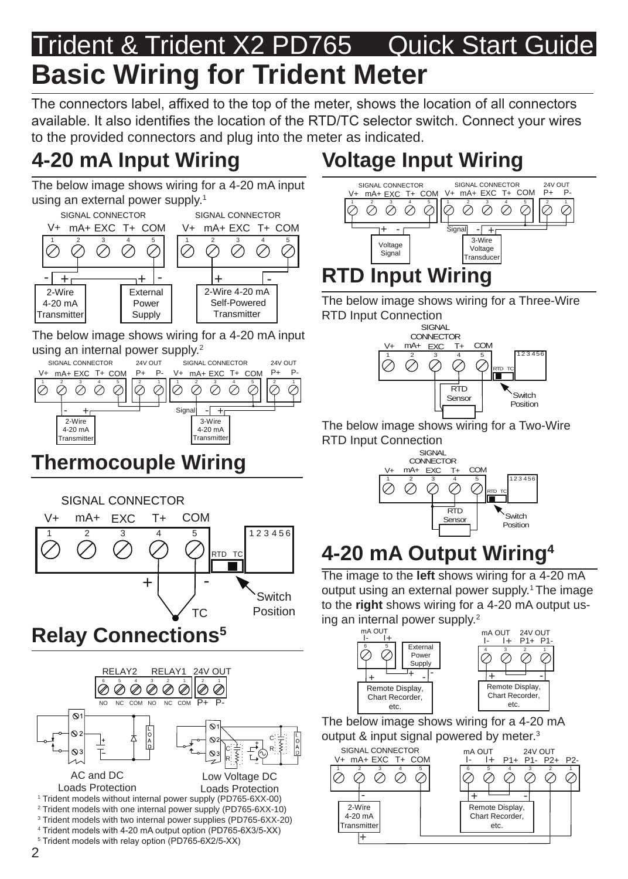# Trident & Trident X2 PD765 Quick Start Guide

# Basic Wiring for Trident Meter

The connectors label, affixed to the top of the meter, shows the location of all connectors available. It also identifies the location of the RTD/TC selector switch. Connect your wires to the provided connectors and plug into the meter as indicated.

## 4-20 mA Input Wiring

The below image shows wiring for a 4-20 mA input using an external power supply.[1]

The below image shows wiring for a 4-20 mA input using an internal power supply.[2]

## Thermocouple Wiring

## Relay Connections[5]

AC and DC Loads Protection

Low Voltage DC Loads Protection

## Voltage Input Wiring

## RTD Input Wiring

The below image shows wiring for a Three-Wire RTD Input Connection

The below image shows wiring for a Two-Wire RTD Input Connection

## 4-20 mA Output Wiring[4]

The image to the **left** shows wiring for a 4-20 mA output using an external power supply.[1] The image to the **right** shows wiring for a 4-20 mA output using an internal power supply.[2]

The below image shows wiring for a 4-20 mA output & input signal powered by meter.[3]

[1] Trident models without internal power supply (PD765-6XX-00)
[2] Trident models with one internal power supply (PD765-6XX-10)
[3] Trident models with two internal power supplies (PD765-6XX-20)
[4] Trident models with 4-20 mA output option (PD765-6X3/5-XX)
[5] Trident models with relay option (PD765-6X2/5-XX)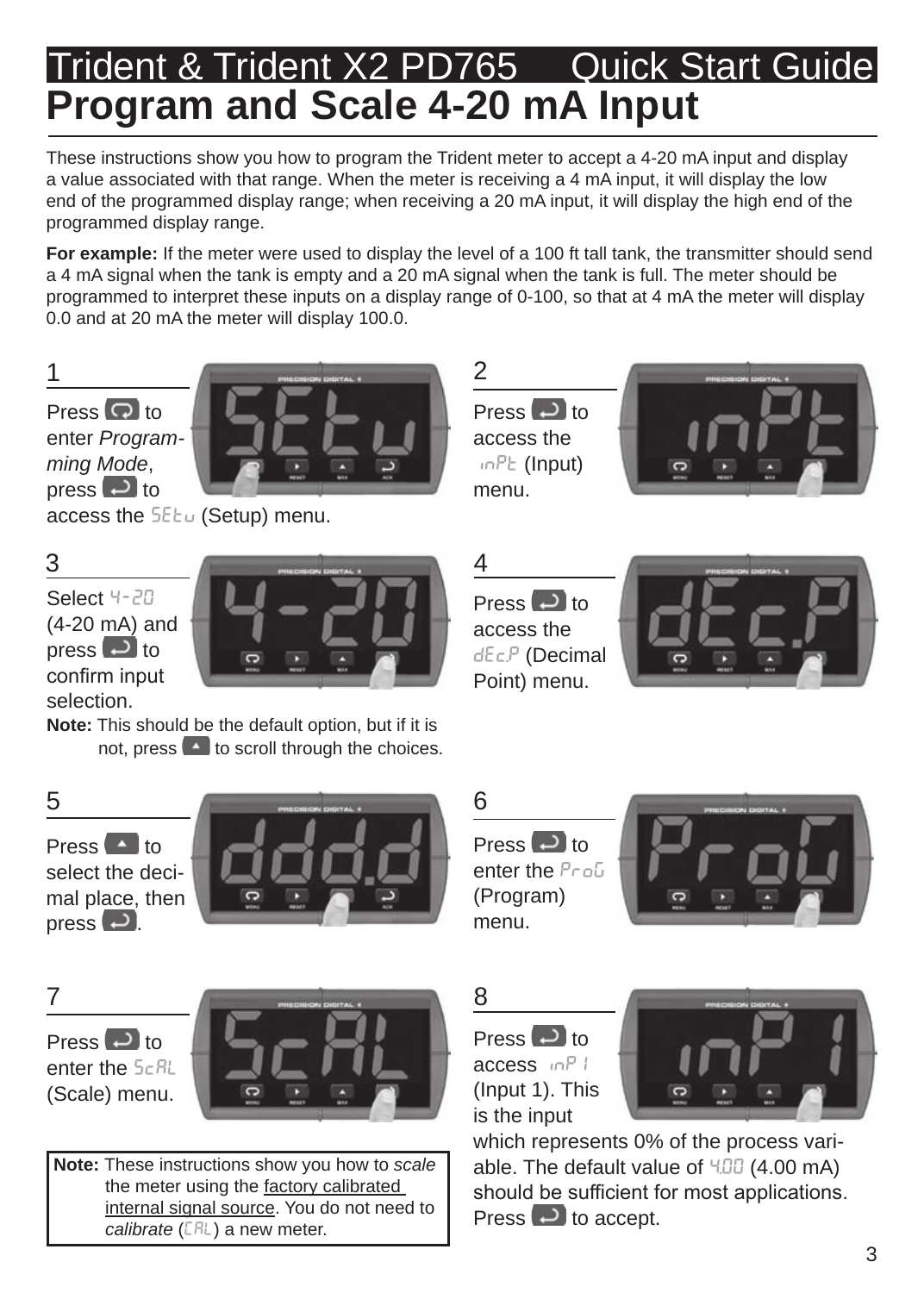# Trident & Trident X2 PD765 Quick Start Guide

## Program and Scale 4-20 mA Input

These instructions show you how to program the Trident meter to accept a 4-20 mA input and display a value associated with that range. When the meter is receiving a 4 mA input, it will display the low end of the programmed display range; when receiving a 20 mA input, it will display the high end of the programmed display range.

**For example:** If the meter were used to display the level of a 100 ft tall tank, the transmitter should send a 4 mA signal when the tank is empty and a 20 mA signal when the tank is full. The meter should be programmed to interpret these inputs on a display range of 0-100, so that at 4 mA the meter will display 0.0 and at 20 mA the meter will display 100.0.

### 1

Press (Menu) to enter *Programming Mode*, press (Enter) to access the SEtu (Setup) menu.

### 2

Press (Enter) to access the inPt (Input) menu.

### 3

Select 4-20 (4-20 mA) and press (Enter) to confirm input selection.

**Note:** This should be the default option, but if it is not, press (Up) to scroll through the choices.

### 4

Press (Enter) to access the dEc.P (Decimal Point) menu.

### 5

Press (Up) to select the decimal place, then press (Enter).

### 6

Press (Enter) to enter the ProG (Program) menu.

### 7

Press (Enter) to enter the ScAL (Scale) menu.

**Note:** These instructions show you how to *scale* the meter using the factory calibrated internal signal source. You do not need to *calibrate* (CAL) a new meter.

### 8

Press (Enter) to access inP 1 (Input 1). This is the input which represents 0% of the process variable. The default value of 4.00 (4.00 mA) should be sufficient for most applications. Press (Enter) to accept.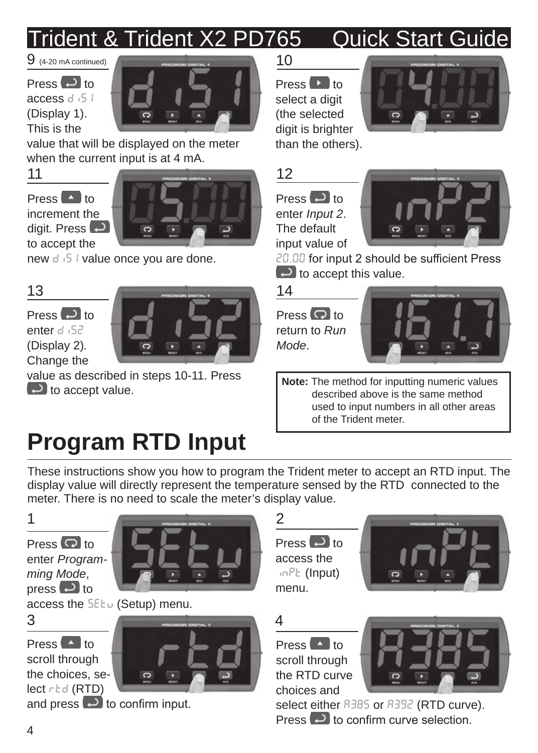# Trident & Trident X2 PD765 Quick Start Guide

9 (4-20 mA continued)

Press ↵ to access d i 5 1 (Display 1). This is the value that will be displayed on the meter when the current input is at 4 mA.

10

Press ▶ to select a digit (the selected digit is brighter than the others).

11

Press ▲ to increment the digit. Press ↵ to accept the new d i 5 1 value once you are done.

12

Press ↵ to enter *Input 2*. The default input value of 20.00 for input 2 should be sufficient Press ↵ to accept this value.

13

Press ↵ to enter d i 5 2 (Display 2). Change the value as described in steps 10-11. Press ↵ to accept value.

14

Press ⟲ to return to *Run Mode*.

**Note:** The method for inputting numeric values described above is the same method used to input numbers in all other areas of the Trident meter.

# Program RTD Input

These instructions show you how to program the Trident meter to accept an RTD input. The display value will directly represent the temperature sensed by the RTD connected to the meter. There is no need to scale the meter's display value.

1

Press ⟲ to enter *Programming Mode*, press ↵ to access the SEtu (Setup) menu.

2

Press ↵ to access the inPt (Input) menu.

3

Press ▲ to scroll through the choices, select rtd (RTD) and press ↵ to confirm input.

4

Press ▲ to scroll through the RTD curve choices and select either A385 or A392 (RTD curve). Press ↵ to confirm curve selection.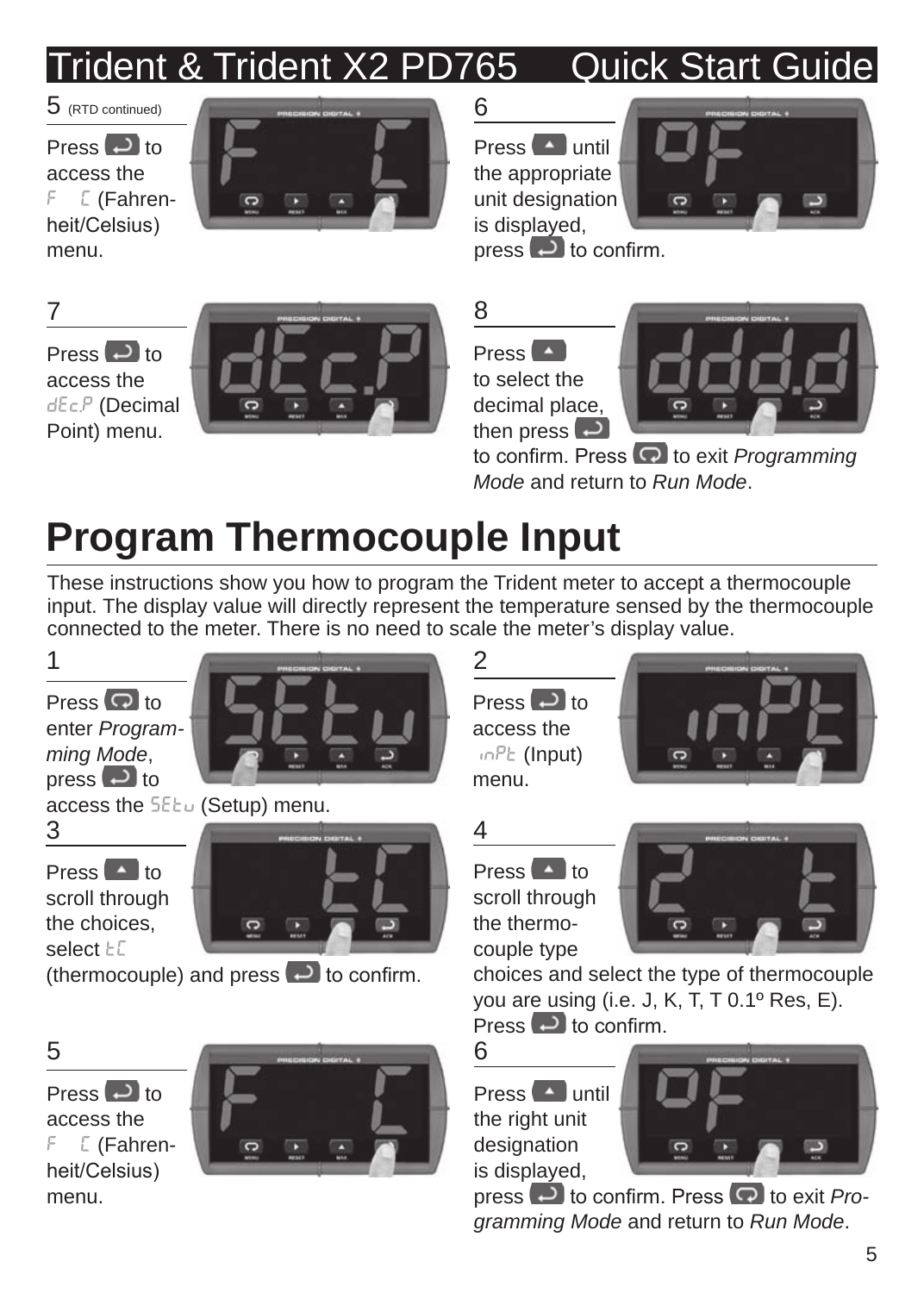# Trident & Trident X2 PD765 Quick Start Guide

5 (RTD continued)

Press [enter] to access the F C (Fahrenheit/Celsius) menu.

6

Press [up] until the appropriate unit designation is displayed, press [enter] to confirm.

7

Press [enter] to access the dEc.P (Decimal Point) menu.

8

Press [up] to select the decimal place, then press [enter] to confirm. Press [menu] to exit *Programming Mode* and return to *Run Mode*.

## Program Thermocouple Input

These instructions show you how to program the Trident meter to accept a thermocouple input. The display value will directly represent the temperature sensed by the thermocouple connected to the meter. There is no need to scale the meter's display value.

1

Press [menu] to enter *Programming Mode*, press [enter] to access the SEtu (Setup) menu.

2

Press [enter] to access the inPt (Input) menu.

3

Press [up] to scroll through the choices, select tC (thermocouple) and press [enter] to confirm.

4

Press [up] to scroll through the thermocouple type choices and select the type of thermocouple you are using (i.e. J, K, T, T 0.1º Res, E). Press [enter] to confirm.

5

Press [enter] to access the F C (Fahrenheit/Celsius) menu.

6

Press [up] until the right unit designation is displayed, press [enter] to confirm. Press [menu] to exit *Programming Mode* and return to *Run Mode*.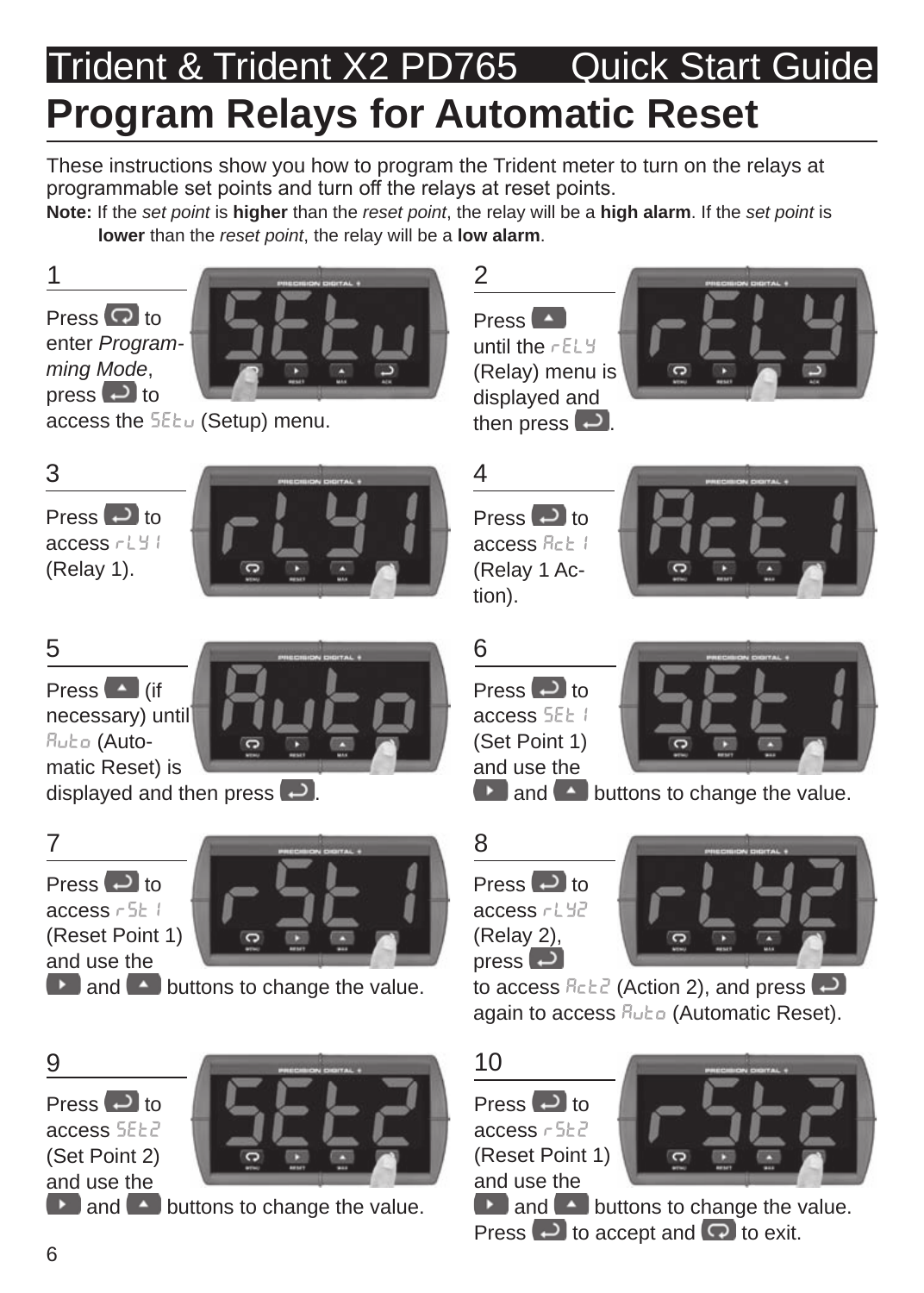Trident & Trident X2 PD765 Quick Start Guide

# Program Relays for Automatic Reset

These instructions show you how to program the Trident meter to turn on the relays at programmable set points and turn off the relays at reset points.

**Note:** If the *set point* is **higher** than the *reset point*, the relay will be a **high alarm**. If the *set point* is **lower** than the *reset point*, the relay will be a **low alarm**.

**1**

Press [MENU] to enter *Programming Mode*, press [ACK] to access the SEtu (Setup) menu.

**2**

Press [UP] until the rELY (Relay) menu is displayed and then press [ACK].

**3**

Press [ACK] to access rLY1 (Relay 1).

**4**

Press [ACK] to access Act1 (Relay 1 Action).

**5**

Press [UP] (if necessary) until Auto (Automatic Reset) is displayed and then press [ACK].

**6**

Press [ACK] to access SEt1 (Set Point 1) and use the [RIGHT] and [UP] buttons to change the value.

**7**

Press [ACK] to access rSt1 (Reset Point 1) and use the [RIGHT] and [UP] buttons to change the value.

**8**

Press [ACK] to access rLY2 (Relay 2), press [ACK] to access Act2 (Action 2), and press [ACK] again to access Auto (Automatic Reset).

**9**

Press [ACK] to access SEt2 (Set Point 2) and use the [RIGHT] and [UP] buttons to change the value.

**10**

Press [ACK] to access rSt2 (Reset Point 1) and use the [RIGHT] and [UP] buttons to change the value. Press [ACK] to accept and [MENU] to exit.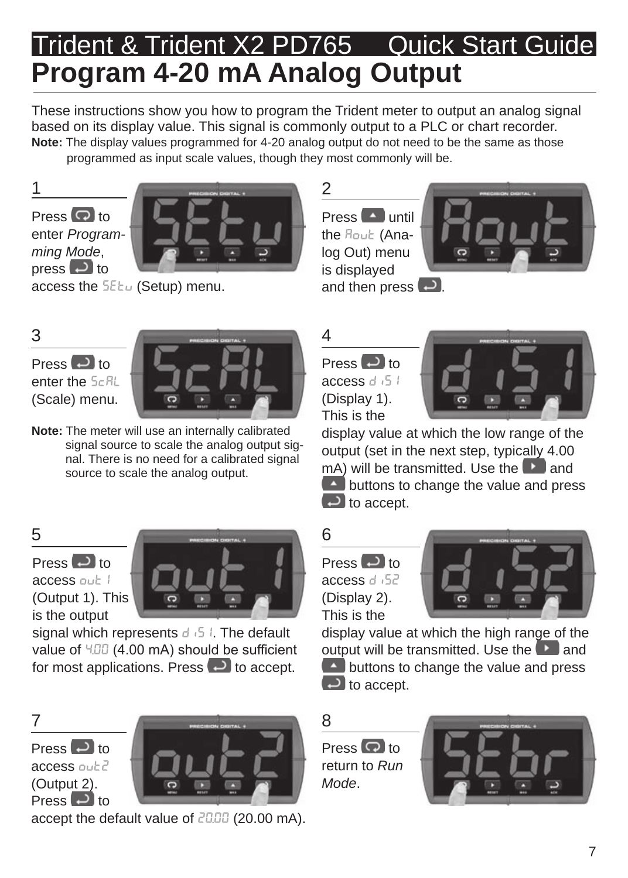# Trident & Trident X2 PD765 Quick Start Guide

## Program 4-20 mA Analog Output

These instructions show you how to program the Trident meter to output an analog signal based on its display value. This signal is commonly output to a PLC or chart recorder.

**Note:** The display values programmed for 4-20 analog output do not need to be the same as those programmed as input scale values, though they most commonly will be.

### 1

Press [MENU] to enter *Programming Mode*, press [ACK] to access the SEtu (Setup) menu.

### 2

Press [UP] until the Aout (Analog Out) menu is displayed and then press [ACK].

### 3

Press [ACK] to enter the ScAL (Scale) menu.

**Note:** The meter will use an internally calibrated signal source to scale the analog output signal. There is no need for a calibrated signal source to scale the analog output.

### 4

Press [ACK] to access dis1 (Display 1). This is the display value at which the low range of the output (set in the next step, typically 4.00 mA) will be transmitted. Use the [RIGHT] and [UP] buttons to change the value and press [ACK] to accept.

### 5

Press [ACK] to access out1 (Output 1). This is the output signal which represents dis1. The default value of 4.00 (4.00 mA) should be sufficient for most applications. Press [ACK] to accept.

### 6

Press [ACK] to access dis2 (Display 2). This is the display value at which the high range of the output will be transmitted. Use the [RIGHT] and [UP] buttons to change the value and press [ACK] to accept.

### 7

Press [ACK] to access out2 (Output 2). Press [ACK] to accept the default value of 20.00 (20.00 mA).

### 8

Press [MENU] to return to *Run Mode*.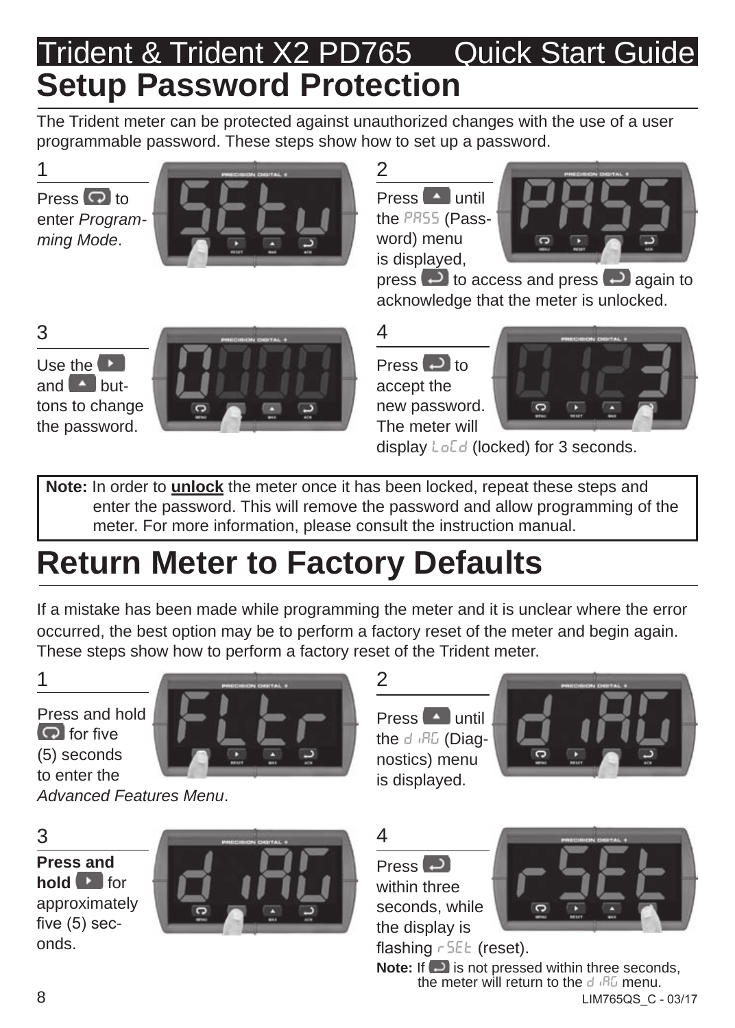# Setup Password Protection

The Trident meter can be protected against unauthorized changes with the use of a user programmable password. These steps show how to set up a password.

1

Press [MENU] to enter *Programming Mode*.

2

Press [▲] until the PASS (Password) menu is displayed, press [ACK] to access and press [ACK] again to acknowledge that the meter is unlocked.

3

Use the [▶] and [▲] buttons to change the password.

4

Press [ACK] to accept the new password. The meter will display LoCd (locked) for 3 seconds.

**Note:** In order to **unlock** the meter once it has been locked, repeat these steps and enter the password. This will remove the password and allow programming of the meter. For more information, please consult the instruction manual.

# Return Meter to Factory Defaults

If a mistake has been made while programming the meter and it is unclear where the error occurred, the best option may be to perform a factory reset of the meter and begin again. These steps show how to perform a factory reset of the Trident meter.

1

Press and hold [MENU] for five (5) seconds to enter the *Advanced Features Menu*.

2

Press [▲] until the d iAG (Diagnostics) menu is displayed.

3

**Press and hold** [▶] for approximately five (5) seconds.

4

Press [ACK] within three seconds, while the display is flashing rSEt (reset).

**Note:** If [ACK] is not pressed within three seconds, the meter will return to the d iAG menu.

LIM765QS_C - 03/17